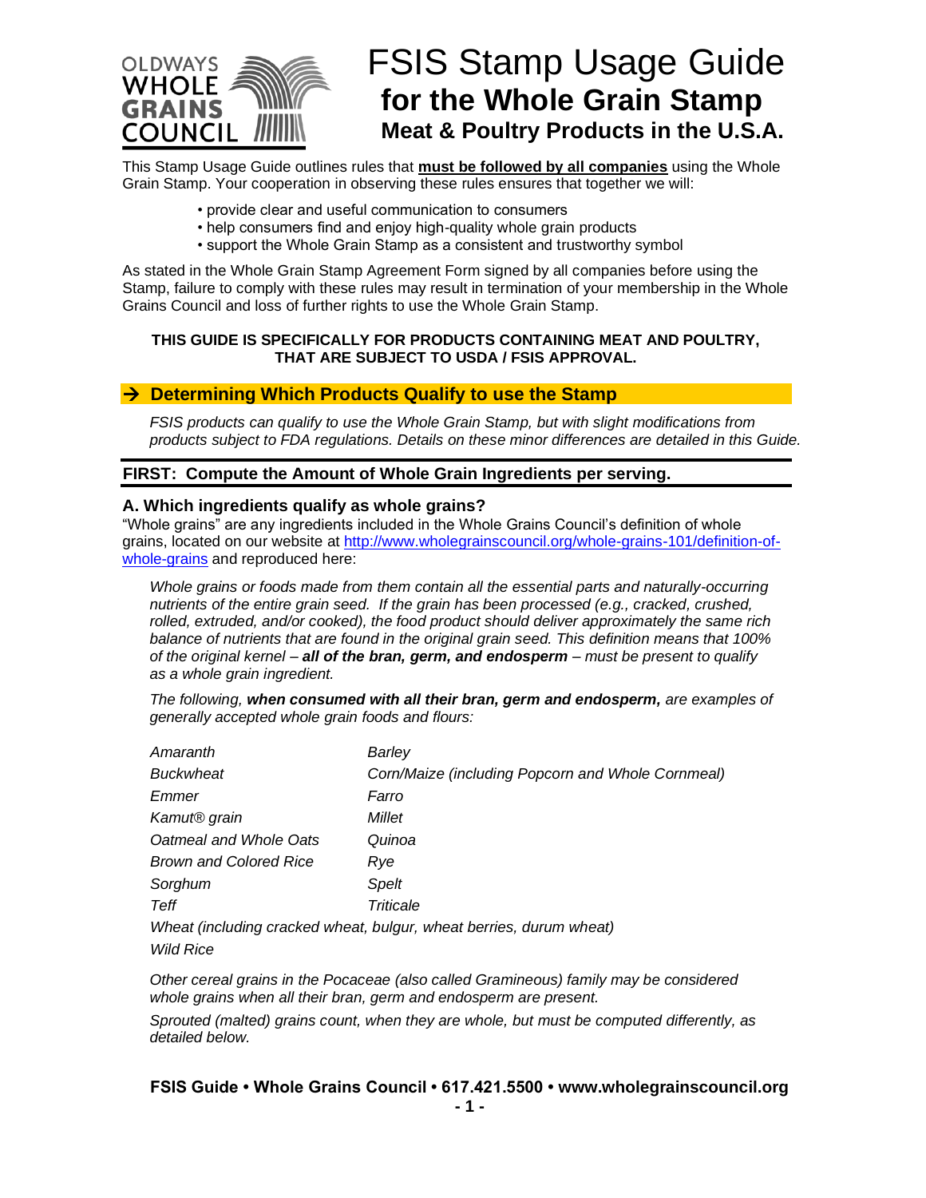OLDWAYS WHOLE GRAINS COUNCIL

# FSIS Stamp Usage Guide
## for the Whole Grain Stamp
### Meat & Poultry Products in the U.S.A.

This Stamp Usage Guide outlines rules that **must be followed by all companies** using the Whole Grain Stamp. Your cooperation in observing these rules ensures that together we will:

- provide clear and useful communication to consumers
- help consumers find and enjoy high-quality whole grain products
- support the Whole Grain Stamp as a consistent and trustworthy symbol

As stated in the Whole Grain Stamp Agreement Form signed by all companies before using the Stamp, failure to comply with these rules may result in termination of your membership in the Whole Grains Council and loss of further rights to use the Whole Grain Stamp.

**THIS GUIDE IS SPECIFICALLY FOR PRODUCTS CONTAINING MEAT AND POULTRY, THAT ARE SUBJECT TO USDA / FSIS APPROVAL.**

## → Determining Which Products Qualify to use the Stamp

*FSIS products can qualify to use the Whole Grain Stamp, but with slight modifications from products subject to FDA regulations. Details on these minor differences are detailed in this Guide.*

### FIRST: Compute the Amount of Whole Grain Ingredients per serving.

#### A. Which ingredients qualify as whole grains?

"Whole grains" are any ingredients included in the Whole Grains Council's definition of whole grains, located on our website at http://www.wholegrainscouncil.org/whole-grains-101/definition-of-whole-grains and reproduced here:

*Whole grains or foods made from them contain all the essential parts and naturally-occurring nutrients of the entire grain seed. If the grain has been processed (e.g., cracked, crushed, rolled, extruded, and/or cooked), the food product should deliver approximately the same rich balance of nutrients that are found in the original grain seed. This definition means that 100% of the original kernel – **all of the bran, germ, and endosperm** – must be present to qualify as a whole grain ingredient.*

*The following, **when consumed with all their bran, germ and endosperm,** are examples of generally accepted whole grain foods and flours:*

| | |
|---|---|
| *Amaranth* | *Barley* |
| *Buckwheat* | *Corn/Maize (including Popcorn and Whole Cornmeal)* |
| *Emmer* | *Farro* |
| *Kamut® grain* | *Millet* |
| *Oatmeal and Whole Oats* | *Quinoa* |
| *Brown and Colored Rice* | *Rye* |
| *Sorghum* | *Spelt* |
| *Teff* | *Triticale* |

*Wheat (including cracked wheat, bulgur, wheat berries, durum wheat)*

*Wild Rice*

*Other cereal grains in the Pocaceae (also called Gramineous) family may be considered whole grains when all their bran, germ and endosperm are present.*

*Sprouted (malted) grains count, when they are whole, but must be computed differently, as detailed below.*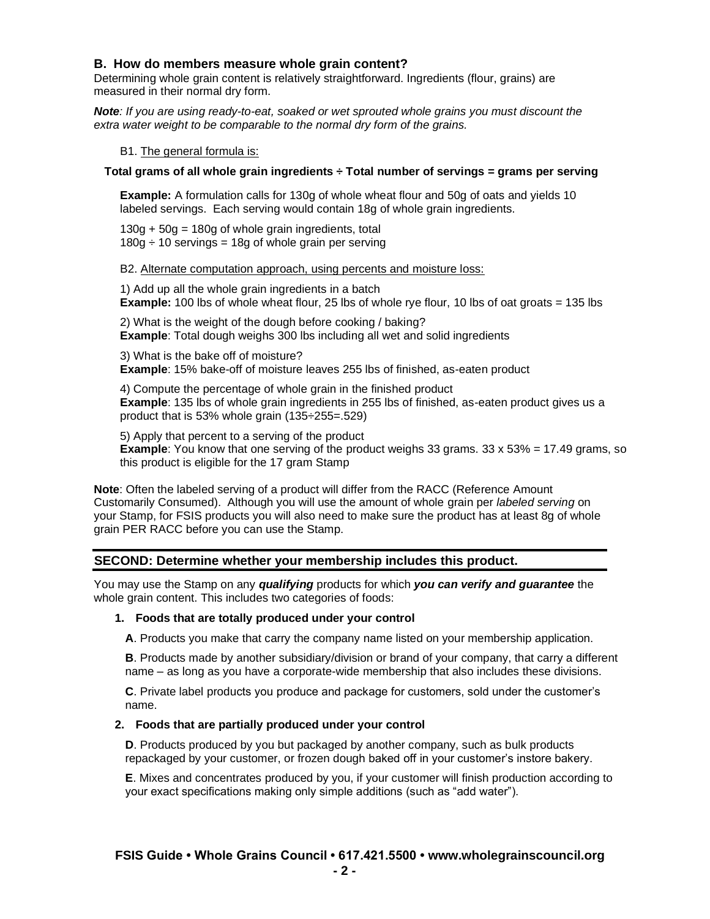## B. How do members measure whole grain content?

Determining whole grain content is relatively straightforward. Ingredients (flour, grains) are measured in their normal dry form.

***Note**: If you are using ready-to-eat, soaked or wet sprouted whole grains you must discount the extra water weight to be comparable to the normal dry form of the grains.*

B1. The general formula is:

**Total grams of all whole grain ingredients ÷ Total number of servings = grams per serving**

**Example:** A formulation calls for 130g of whole wheat flour and 50g of oats and yields 10 labeled servings. Each serving would contain 18g of whole grain ingredients.

130g + 50g = 180g of whole grain ingredients, total
180g ÷ 10 servings = 18g of whole grain per serving

B2. Alternate computation approach, using percents and moisture loss:

1) Add up all the whole grain ingredients in a batch
**Example:** 100 lbs of whole wheat flour, 25 lbs of whole rye flour, 10 lbs of oat groats = 135 lbs

2) What is the weight of the dough before cooking / baking?
**Example**: Total dough weighs 300 lbs including all wet and solid ingredients

3) What is the bake off of moisture?
**Example**: 15% bake-off of moisture leaves 255 lbs of finished, as-eaten product

4) Compute the percentage of whole grain in the finished product
**Example**: 135 lbs of whole grain ingredients in 255 lbs of finished, as-eaten product gives us a product that is 53% whole grain (135÷255=.529)

5) Apply that percent to a serving of the product
**Example**: You know that one serving of the product weighs 33 grams. 33 x 53% = 17.49 grams, so this product is eligible for the 17 gram Stamp

**Note**: Often the labeled serving of a product will differ from the RACC (Reference Amount Customarily Consumed). Although you will use the amount of whole grain per *labeled serving* on your Stamp, for FSIS products you will also need to make sure the product has at least 8g of whole grain PER RACC before you can use the Stamp.

## SECOND: Determine whether your membership includes this product.

You may use the Stamp on any ***qualifying*** products for which ***you can verify and guarantee*** the whole grain content. This includes two categories of foods:

1. **Foods that are totally produced under your control**

   **A**. Products you make that carry the company name listed on your membership application.

   **B**. Products made by another subsidiary/division or brand of your company, that carry a different name – as long as you have a corporate-wide membership that also includes these divisions.

   **C**. Private label products you produce and package for customers, sold under the customer's name.

2. **Foods that are partially produced under your control**

   **D**. Products produced by you but packaged by another company, such as bulk products repackaged by your customer, or frozen dough baked off in your customer's instore bakery.

   **E**. Mixes and concentrates produced by you, if your customer will finish production according to your exact specifications making only simple additions (such as "add water").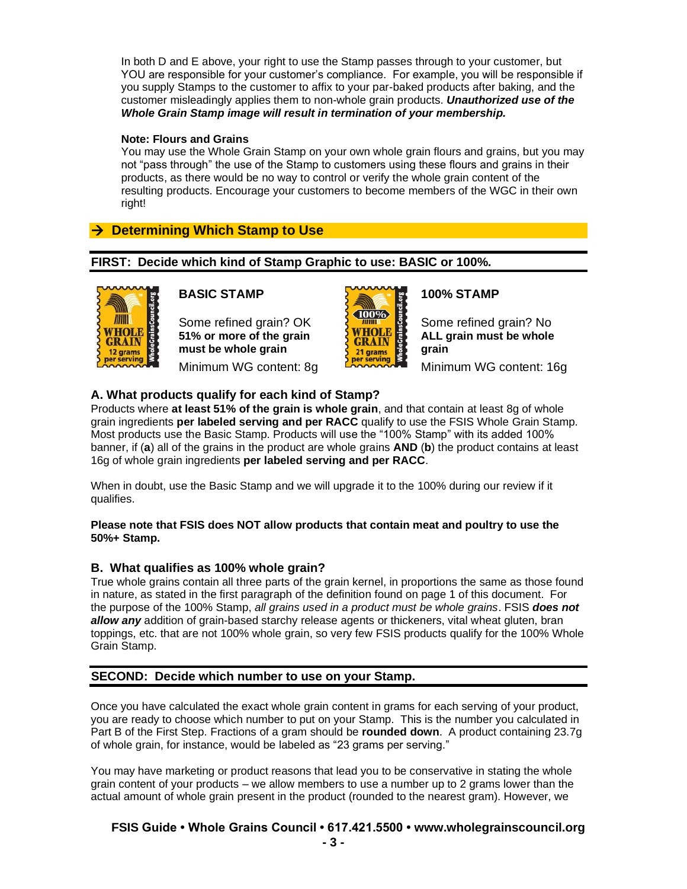In both D and E above, your right to use the Stamp passes through to your customer, but YOU are responsible for your customer's compliance. For example, you will be responsible if you supply Stamps to the customer to affix to your par-baked products after baking, and the customer misleadingly applies them to non-whole grain products. ***Unauthorized use of the Whole Grain Stamp image will result in termination of your membership.***

**Note: Flours and Grains**

You may use the Whole Grain Stamp on your own whole grain flours and grains, but you may not "pass through" the use of the Stamp to customers using these flours and grains in their products, as there would be no way to control or verify the whole grain content of the resulting products. Encourage your customers to become members of the WGC in their own right!

## → Determining Which Stamp to Use

### FIRST: Decide which kind of Stamp Graphic to use: BASIC or 100%.

**BASIC STAMP**

Some refined grain? OK
**51% or more of the grain must be whole grain**
Minimum WG content: 8g

**100% STAMP**

Some refined grain? No
**ALL grain must be whole grain**
Minimum WG content: 16g

### A. What products qualify for each kind of Stamp?

Products where **at least 51% of the grain is whole grain**, and that contain at least 8g of whole grain ingredients **per labeled serving and per RACC** qualify to use the FSIS Whole Grain Stamp. Most products use the Basic Stamp. Products will use the "100% Stamp" with its added 100% banner, if (**a**) all of the grains in the product are whole grains **AND** (**b**) the product contains at least 16g of whole grain ingredients **per labeled serving and per RACC**.

When in doubt, use the Basic Stamp and we will upgrade it to the 100% during our review if it qualifies.

**Please note that FSIS does NOT allow products that contain meat and poultry to use the 50%+ Stamp.**

### B. What qualifies as 100% whole grain?

True whole grains contain all three parts of the grain kernel, in proportions the same as those found in nature, as stated in the first paragraph of the definition found on page 1 of this document. For the purpose of the 100% Stamp, *all grains used in a product must be whole grains*. FSIS ***does not allow any*** addition of grain-based starchy release agents or thickeners, vital wheat gluten, bran toppings, etc. that are not 100% whole grain, so very few FSIS products qualify for the 100% Whole Grain Stamp.

### SECOND: Decide which number to use on your Stamp.

Once you have calculated the exact whole grain content in grams for each serving of your product, you are ready to choose which number to put on your Stamp. This is the number you calculated in Part B of the First Step. Fractions of a gram should be **rounded down**. A product containing 23.7g of whole grain, for instance, would be labeled as "23 grams per serving."

You may have marketing or product reasons that lead you to be conservative in stating the whole grain content of your products – we allow members to use a number up to 2 grams lower than the actual amount of whole grain present in the product (rounded to the nearest gram). However, we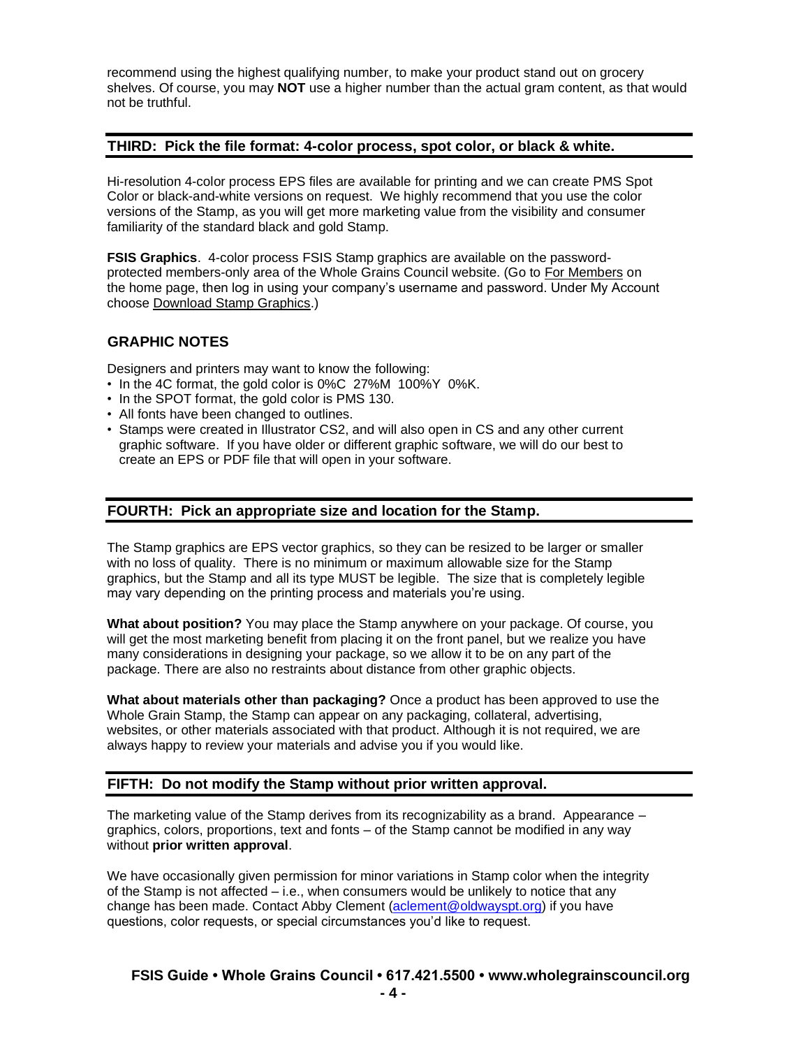recommend using the highest qualifying number, to make your product stand out on grocery shelves. Of course, you may **NOT** use a higher number than the actual gram content, as that would not be truthful.

## THIRD: Pick the file format: 4-color process, spot color, or black & white.

Hi-resolution 4-color process EPS files are available for printing and we can create PMS Spot Color or black-and-white versions on request. We highly recommend that you use the color versions of the Stamp, as you will get more marketing value from the visibility and consumer familiarity of the standard black and gold Stamp.

**FSIS Graphics**. 4-color process FSIS Stamp graphics are available on the password-protected members-only area of the Whole Grains Council website. (Go to For Members on the home page, then log in using your company's username and password. Under My Account choose Download Stamp Graphics.)

### GRAPHIC NOTES

Designers and printers may want to know the following:

- In the 4C format, the gold color is 0%C 27%M 100%Y 0%K.
- In the SPOT format, the gold color is PMS 130.
- All fonts have been changed to outlines.
- Stamps were created in Illustrator CS2, and will also open in CS and any other current graphic software. If you have older or different graphic software, we will do our best to create an EPS or PDF file that will open in your software.

## FOURTH: Pick an appropriate size and location for the Stamp.

The Stamp graphics are EPS vector graphics, so they can be resized to be larger or smaller with no loss of quality. There is no minimum or maximum allowable size for the Stamp graphics, but the Stamp and all its type MUST be legible. The size that is completely legible may vary depending on the printing process and materials you're using.

**What about position?** You may place the Stamp anywhere on your package. Of course, you will get the most marketing benefit from placing it on the front panel, but we realize you have many considerations in designing your package, so we allow it to be on any part of the package. There are also no restraints about distance from other graphic objects.

**What about materials other than packaging?** Once a product has been approved to use the Whole Grain Stamp, the Stamp can appear on any packaging, collateral, advertising, websites, or other materials associated with that product. Although it is not required, we are always happy to review your materials and advise you if you would like.

## FIFTH: Do not modify the Stamp without prior written approval.

The marketing value of the Stamp derives from its recognizability as a brand. Appearance – graphics, colors, proportions, text and fonts – of the Stamp cannot be modified in any way without **prior written approval**.

We have occasionally given permission for minor variations in Stamp color when the integrity of the Stamp is not affected – i.e., when consumers would be unlikely to notice that any change has been made. Contact Abby Clement (aclement@oldwayspt.org) if you have questions, color requests, or special circumstances you'd like to request.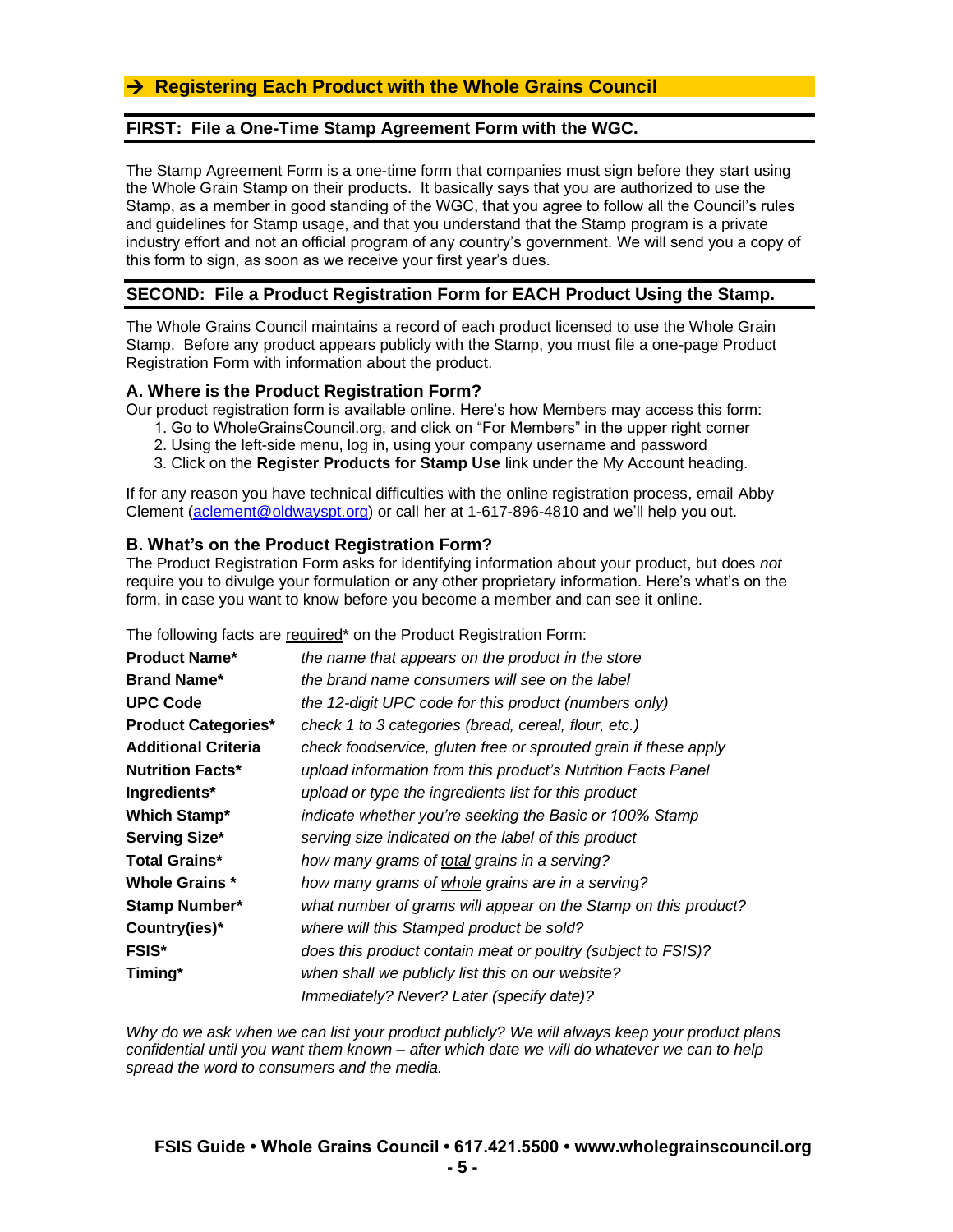## → Registering Each Product with the Whole Grains Council

### FIRST: File a One-Time Stamp Agreement Form with the WGC.

The Stamp Agreement Form is a one-time form that companies must sign before they start using the Whole Grain Stamp on their products. It basically says that you are authorized to use the Stamp, as a member in good standing of the WGC, that you agree to follow all the Council's rules and guidelines for Stamp usage, and that you understand that the Stamp program is a private industry effort and not an official program of any country's government. We will send you a copy of this form to sign, as soon as we receive your first year's dues.

### SECOND: File a Product Registration Form for EACH Product Using the Stamp.

The Whole Grains Council maintains a record of each product licensed to use the Whole Grain Stamp. Before any product appears publicly with the Stamp, you must file a one-page Product Registration Form with information about the product.

#### A. Where is the Product Registration Form?

Our product registration form is available online. Here's how Members may access this form:

1. Go to WholeGrainsCouncil.org, and click on "For Members" in the upper right corner
2. Using the left-side menu, log in, using your company username and password
3. Click on the **Register Products for Stamp Use** link under the My Account heading.

If for any reason you have technical difficulties with the online registration process, email Abby Clement (aclement@oldwayspt.org) or call her at 1-617-896-4810 and we'll help you out.

#### B. What's on the Product Registration Form?

The Product Registration Form asks for identifying information about your product, but does *not* require you to divulge your formulation or any other proprietary information. Here's what's on the form, in case you want to know before you become a member and can see it online.

The following facts are required* on the Product Registration Form:

| | |
|---|---|
| **Product Name*** | *the name that appears on the product in the store* |
| **Brand Name*** | *the brand name consumers will see on the label* |
| **UPC Code** | *the 12-digit UPC code for this product (numbers only)* |
| **Product Categories*** | *check 1 to 3 categories (bread, cereal, flour, etc.)* |
| **Additional Criteria** | *check foodservice, gluten free or sprouted grain if these apply* |
| **Nutrition Facts*** | *upload information from this product's Nutrition Facts Panel* |
| **Ingredients*** | *upload or type the ingredients list for this product* |
| **Which Stamp*** | *indicate whether you're seeking the Basic or 100% Stamp* |
| **Serving Size*** | *serving size indicated on the label of this product* |
| **Total Grains*** | *how many grams of total grains in a serving?* |
| **Whole Grains *** | *how many grams of whole grains are in a serving?* |
| **Stamp Number*** | *what number of grams will appear on the Stamp on this product?* |
| **Country(ies)*** | *where will this Stamped product be sold?* |
| **FSIS*** | *does this product contain meat or poultry (subject to FSIS)?* |
| **Timing*** | *when shall we publicly list this on our website? Immediately? Never? Later (specify date)?* |

*Why do we ask when we can list your product publicly? We will always keep your product plans confidential until you want them known – after which date we will do whatever we can to help spread the word to consumers and the media.*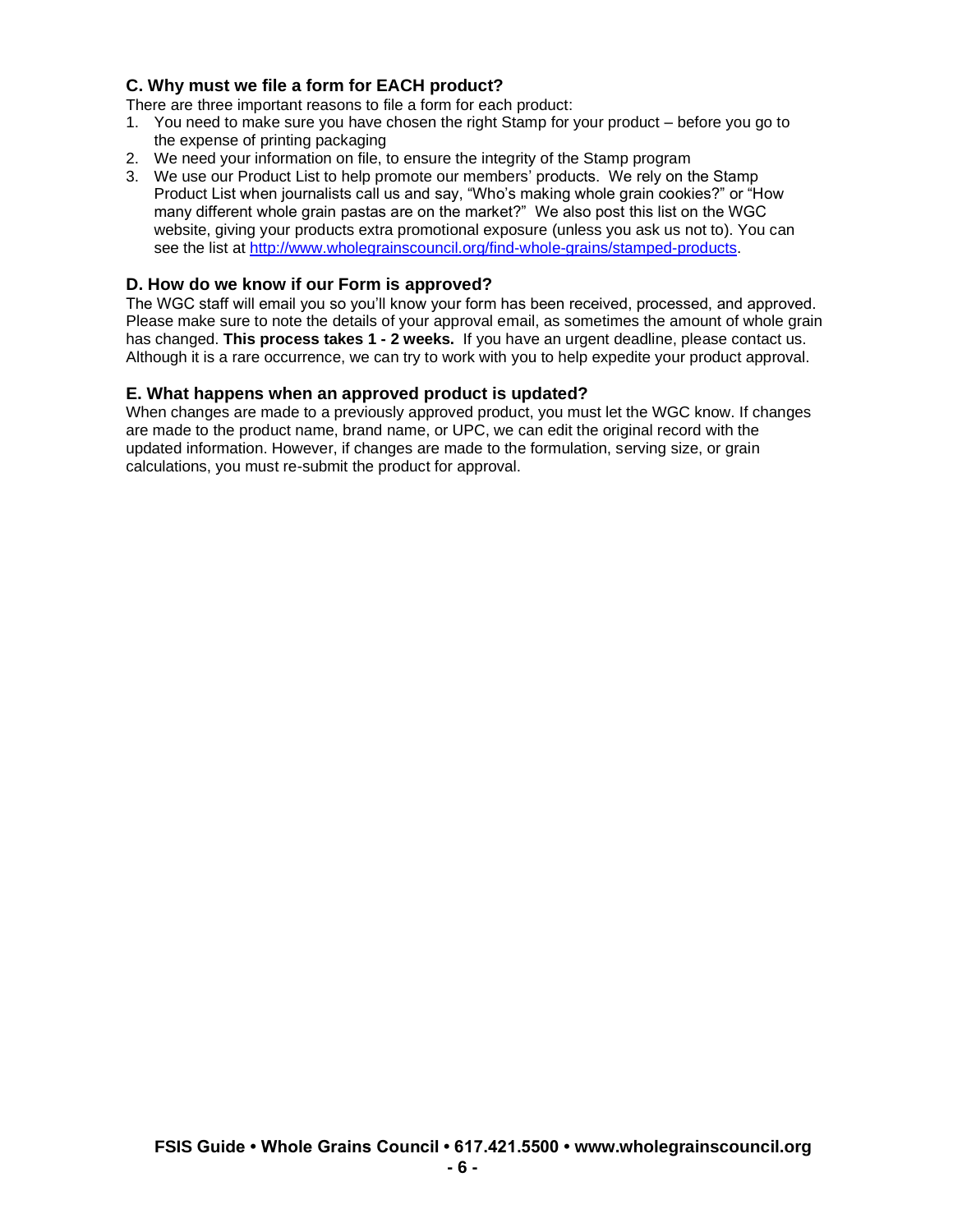### C. Why must we file a form for EACH product?

There are three important reasons to file a form for each product:

1. You need to make sure you have chosen the right Stamp for your product – before you go to the expense of printing packaging
2. We need your information on file, to ensure the integrity of the Stamp program
3. We use our Product List to help promote our members' products. We rely on the Stamp Product List when journalists call us and say, "Who's making whole grain cookies?" or "How many different whole grain pastas are on the market?" We also post this list on the WGC website, giving your products extra promotional exposure (unless you ask us not to). You can see the list at http://www.wholegrainscouncil.org/find-whole-grains/stamped-products.

### D. How do we know if our Form is approved?

The WGC staff will email you so you'll know your form has been received, processed, and approved. Please make sure to note the details of your approval email, as sometimes the amount of whole grain has changed. **This process takes 1 - 2 weeks.** If you have an urgent deadline, please contact us. Although it is a rare occurrence, we can try to work with you to help expedite your product approval.

### E. What happens when an approved product is updated?

When changes are made to a previously approved product, you must let the WGC know. If changes are made to the product name, brand name, or UPC, we can edit the original record with the updated information. However, if changes are made to the formulation, serving size, or grain calculations, you must re-submit the product for approval.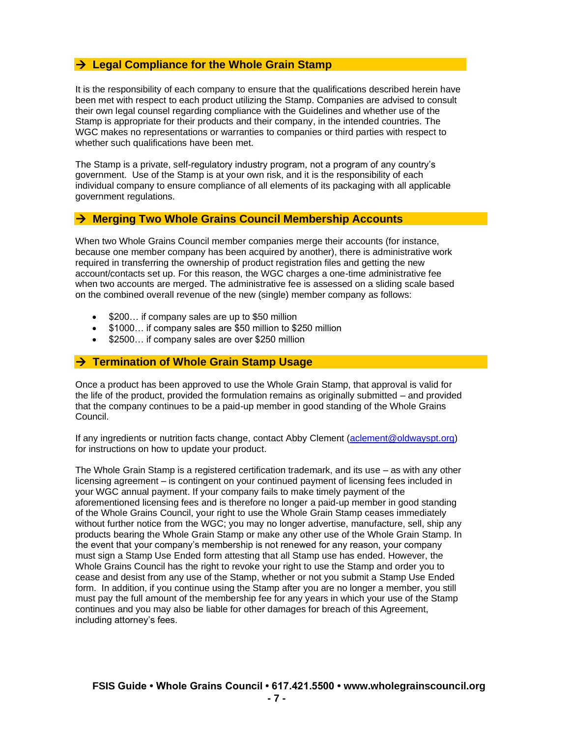## → Legal Compliance for the Whole Grain Stamp

It is the responsibility of each company to ensure that the qualifications described herein have been met with respect to each product utilizing the Stamp. Companies are advised to consult their own legal counsel regarding compliance with the Guidelines and whether use of the Stamp is appropriate for their products and their company, in the intended countries. The WGC makes no representations or warranties to companies or third parties with respect to whether such qualifications have been met.

The Stamp is a private, self-regulatory industry program, not a program of any country's government. Use of the Stamp is at your own risk, and it is the responsibility of each individual company to ensure compliance of all elements of its packaging with all applicable government regulations.

## → Merging Two Whole Grains Council Membership Accounts

When two Whole Grains Council member companies merge their accounts (for instance, because one member company has been acquired by another), there is administrative work required in transferring the ownership of product registration files and getting the new account/contacts set up. For this reason, the WGC charges a one-time administrative fee when two accounts are merged. The administrative fee is assessed on a sliding scale based on the combined overall revenue of the new (single) member company as follows:

- $200… if company sales are up to $50 million
- $1000… if company sales are $50 million to $250 million
- $2500… if company sales are over $250 million

## → Termination of Whole Grain Stamp Usage

Once a product has been approved to use the Whole Grain Stamp, that approval is valid for the life of the product, provided the formulation remains as originally submitted – and provided that the company continues to be a paid-up member in good standing of the Whole Grains Council.

If any ingredients or nutrition facts change, contact Abby Clement (aclement@oldwayspt.org) for instructions on how to update your product.

The Whole Grain Stamp is a registered certification trademark, and its use – as with any other licensing agreement – is contingent on your continued payment of licensing fees included in your WGC annual payment. If your company fails to make timely payment of the aforementioned licensing fees and is therefore no longer a paid-up member in good standing of the Whole Grains Council, your right to use the Whole Grain Stamp ceases immediately without further notice from the WGC; you may no longer advertise, manufacture, sell, ship any products bearing the Whole Grain Stamp or make any other use of the Whole Grain Stamp. In the event that your company's membership is not renewed for any reason, your company must sign a Stamp Use Ended form attesting that all Stamp use has ended. However, the Whole Grains Council has the right to revoke your right to use the Stamp and order you to cease and desist from any use of the Stamp, whether or not you submit a Stamp Use Ended form. In addition, if you continue using the Stamp after you are no longer a member, you still must pay the full amount of the membership fee for any years in which your use of the Stamp continues and you may also be liable for other damages for breach of this Agreement, including attorney's fees.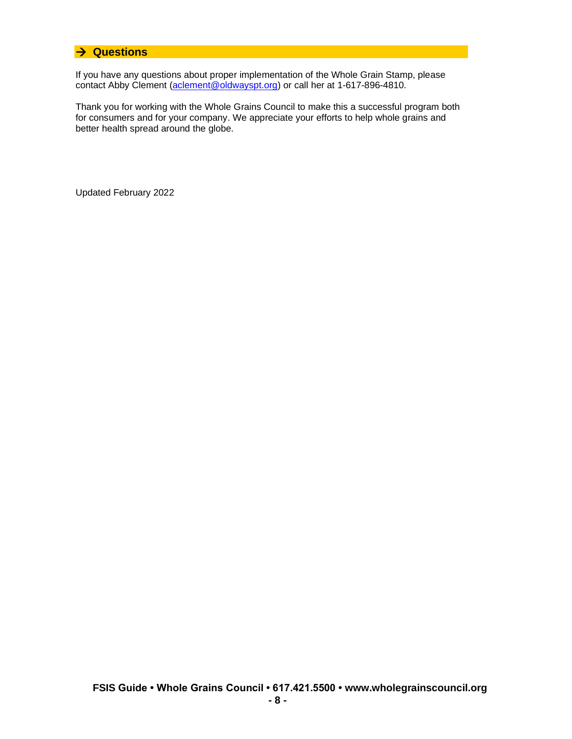## → Questions

If you have any questions about proper implementation of the Whole Grain Stamp, please contact Abby Clement (aclement@oldwayspt.org) or call her at 1-617-896-4810.

Thank you for working with the Whole Grains Council to make this a successful program both for consumers and for your company. We appreciate your efforts to help whole grains and better health spread around the globe.

Updated February 2022